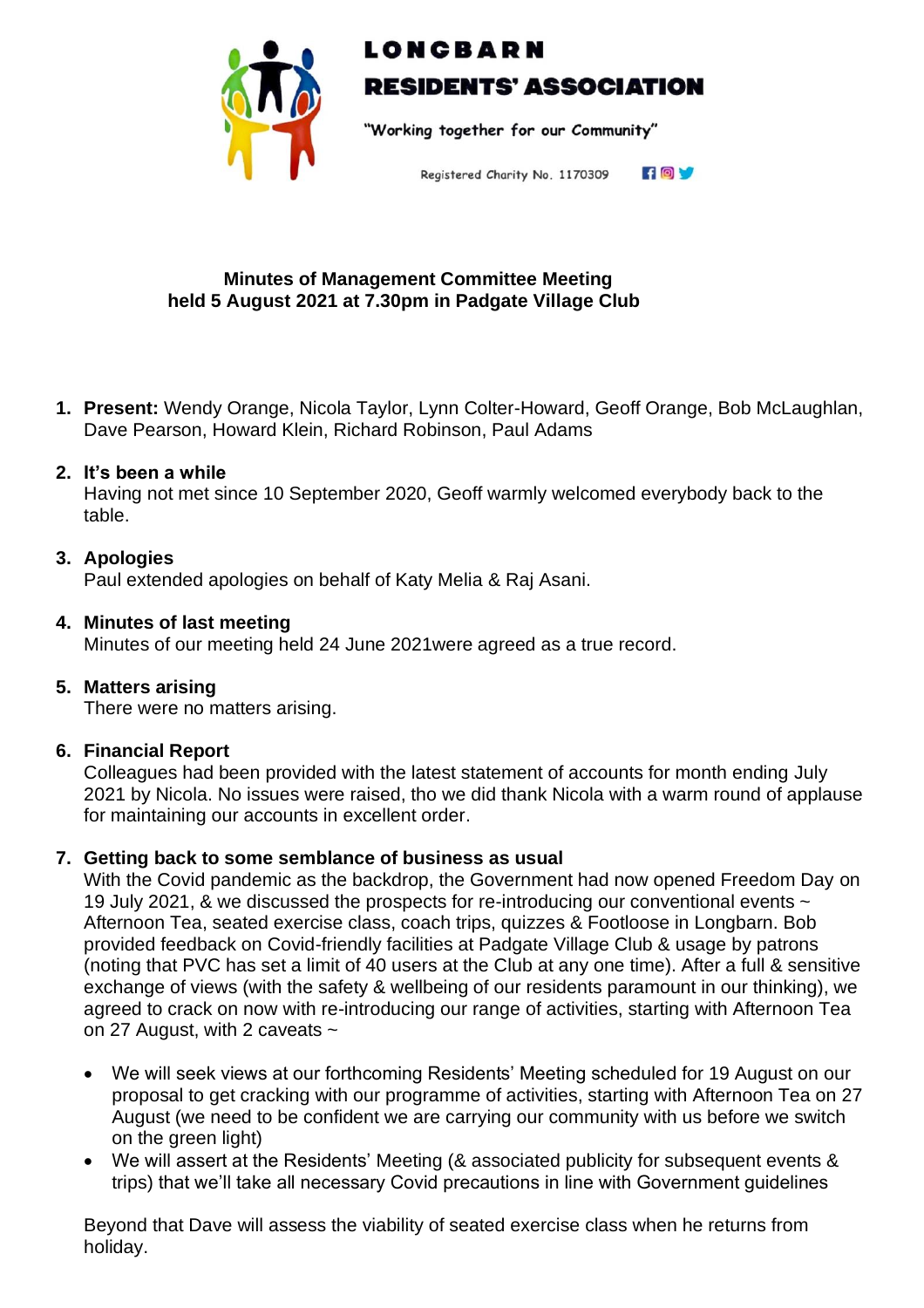# LONGBARN RESIDENTS' ASSOCIATION

"Working together for our Community"

Registered Charity No. 1170309

**Minutes of Management Committee Meeting**
**held 5 August 2021 at 7.30pm in Padgate Village Club**

1. **Present:** Wendy Orange, Nicola Taylor, Lynn Colter-Howard, Geoff Orange, Bob McLaughlan, Dave Pearson, Howard Klein, Richard Robinson, Paul Adams

2. **It's been a while**
   Having not met since 10 September 2020, Geoff warmly welcomed everybody back to the table.

3. **Apologies**
   Paul extended apologies on behalf of Katy Melia & Raj Asani.

4. **Minutes of last meeting**
   Minutes of our meeting held 24 June 2021were agreed as a true record.

5. **Matters arising**
   There were no matters arising.

6. **Financial Report**
   Colleagues had been provided with the latest statement of accounts for month ending July 2021 by Nicola. No issues were raised, tho we did thank Nicola with a warm round of applause for maintaining our accounts in excellent order.

7. **Getting back to some semblance of business as usual**
   With the Covid pandemic as the backdrop, the Government had now opened Freedom Day on 19 July 2021, & we discussed the prospects for re-introducing our conventional events ~ Afternoon Tea, seated exercise class, coach trips, quizzes & Footloose in Longbarn. Bob provided feedback on Covid-friendly facilities at Padgate Village Club & usage by patrons (noting that PVC has set a limit of 40 users at the Club at any one time). After a full & sensitive exchange of views (with the safety & wellbeing of our residents paramount in our thinking), we agreed to crack on now with re-introducing our range of activities, starting with Afternoon Tea on 27 August, with 2 caveats ~

   - We will seek views at our forthcoming Residents' Meeting scheduled for 19 August on our proposal to get cracking with our programme of activities, starting with Afternoon Tea on 27 August (we need to be confident we are carrying our community with us before we switch on the green light)
   - We will assert at the Residents' Meeting (& associated publicity for subsequent events & trips) that we'll take all necessary Covid precautions in line with Government guidelines

   Beyond that Dave will assess the viability of seated exercise class when he returns from holiday.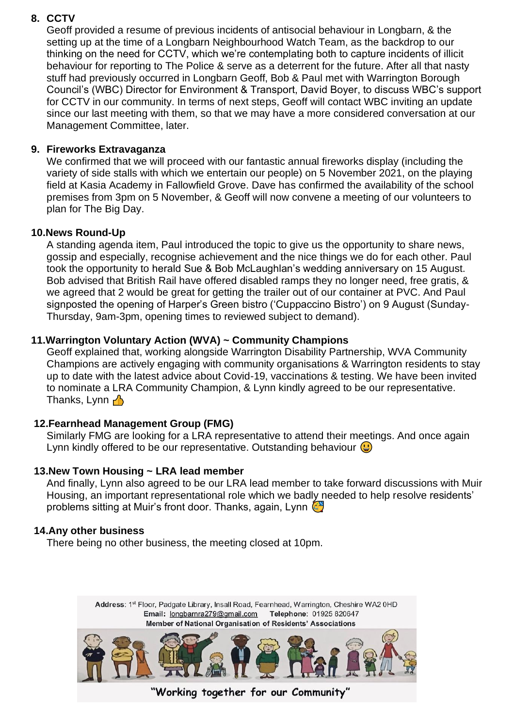### 8. CCTV

Geoff provided a resume of previous incidents of antisocial behaviour in Longbarn, & the setting up at the time of a Longbarn Neighbourhood Watch Team, as the backdrop to our thinking on the need for CCTV, which we're contemplating both to capture incidents of illicit behaviour for reporting to The Police & serve as a deterrent for the future. After all that nasty stuff had previously occurred in Longbarn Geoff, Bob & Paul met with Warrington Borough Council's (WBC) Director for Environment & Transport, David Boyer, to discuss WBC's support for CCTV in our community. In terms of next steps, Geoff will contact WBC inviting an update since our last meeting with them, so that we may have a more considered conversation at our Management Committee, later.

### 9. Fireworks Extravaganza

We confirmed that we will proceed with our fantastic annual fireworks display (including the variety of side stalls with which we entertain our people) on 5 November 2021, on the playing field at Kasia Academy in Fallowfield Grove. Dave has confirmed the availability of the school premises from 3pm on 5 November, & Geoff will now convene a meeting of our volunteers to plan for The Big Day.

### 10. News Round-Up

A standing agenda item, Paul introduced the topic to give us the opportunity to share news, gossip and especially, recognise achievement and the nice things we do for each other. Paul took the opportunity to herald Sue & Bob McLaughlan's wedding anniversary on 15 August. Bob advised that British Rail have offered disabled ramps they no longer need, free gratis, & we agreed that 2 would be great for getting the trailer out of our container at PVC. And Paul signposted the opening of Harper's Green bistro ('Cuppaccino Bistro') on 9 August (Sunday-Thursday, 9am-3pm, opening times to reviewed subject to demand).

### 11. Warrington Voluntary Action (WVA) ~ Community Champions

Geoff explained that, working alongside Warrington Disability Partnership, WVA Community Champions are actively engaging with community organisations & Warrington residents to stay up to date with the latest advice about Covid-19, vaccinations & testing. We have been invited to nominate a LRA Community Champion, & Lynn kindly agreed to be our representative. Thanks, Lynn 👍

### 12. Fearnhead Management Group (FMG)

Similarly FMG are looking for a LRA representative to attend their meetings. And once again Lynn kindly offered to be our representative. Outstanding behaviour 😃

### 13. New Town Housing ~ LRA lead member

And finally, Lynn also agreed to be our LRA lead member to take forward discussions with Muir Housing, an important representational role which we badly needed to help resolve residents' problems sitting at Muir's front door. Thanks, again, Lynn 🥰

### 14. Any other business

There being no other business, the meeting closed at 10pm.

**Address:** 1st Floor, Padgate Library, Insall Road, Fearnhead, Warrington, Cheshire WA2 0HD
**Email:** longbarnra279@gmail.com **Telephone:** 01925 820647
**Member of National Organisation of Residents' Associations**

"Working together for our Community"